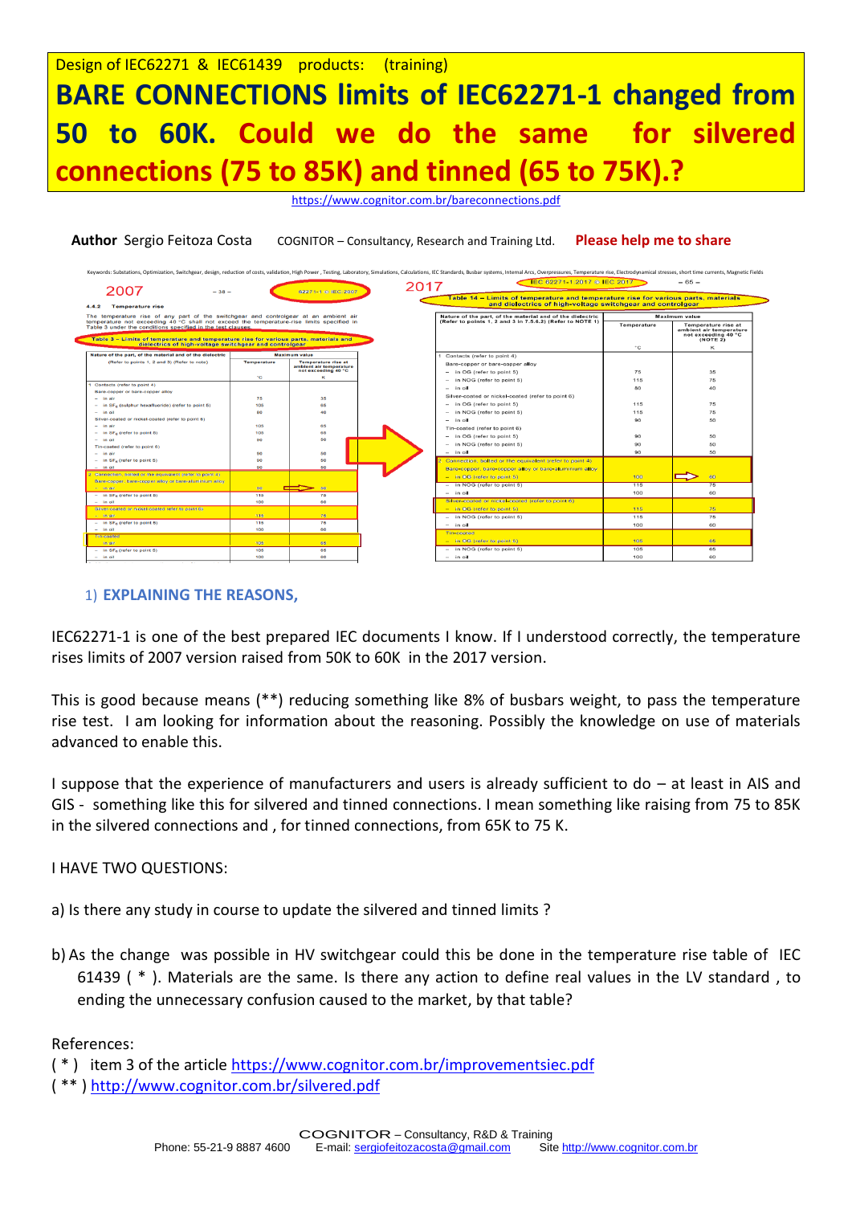Design of IEC62271 & IEC61439 products: (training)

# BARE CONNECTIONS limits of IEC62271-1 changed from 50 to 60K. Could we do the same for silvered connections (75 to 85K) and tinned (65 to 75K).?

https://www.cognitor.com.br/bareconnections.pdf

**Author** Sergio Feitoza Costa COGNITOR – Consultancy, Research and Training Ltd. **Please help me to share**

Keywords: Substations, Optimization, Switchgear, design, reduction of costs, validation, High Power , Testing, Laboratory, Simulations, Calculations, IEC Standards, Busbar systems, Internal Arcs, Overpressures, Temperature rise, Electrodynamical stresses, short time currents, Magnetic Fields

**2007** – 62271-1 © IEC:2007

4.4.2 Temperature rise

The temperature rise of any part of the switchgear and controlgear at an ambient air temperature not exceeding 40 °C shall not exceed the temperature-rise limits specified in Table 3 under the conditions specified in the test clauses.

Table 3 – Limits of temperature and temperature rise for various parts, materials and dielectrics of high-voltage switchgear and controlgear

| Nature of the part, of the material and of the dielectric (Refer to points 1, 2 and 3) (Refer to note) | Maximum value Temperature °C | Temperature rise at ambient air temperature not exceeding 40 °C K |
|---|---|---|
| 1 Contacts (refer to point 4) | | |
| Bare-copper or bare-copper alloy | | |
| – in air | 75 | 35 |
| – in $SF_6$ (sulphur hexafluoride) (refer to point 5) | 105 | 65 |
| – in oil | 80 | 40 |
| Silver-coated or nickel-coated (refer to point 6) | | |
| – in air | 105 | 65 |
| – in $SF_6$ (refer to point 5) | 105 | 65 |
| – in oil | 90 | 50 |
| Tin-coated (refer to point 6) | | |
| – in air | 90 | 50 |
| – in $SF_6$ (refer to point 5) | 90 | 50 |
| – in oil | 90 | 50 |
| 2 Connection, bolted or the equivalent (refer to point 4) | | |
| Bare-copper, bare-copper alloy or bare-aluminium alloy | | |
| – in air | 90 | 50 |
| – in $SF_6$ (refer to point 5) | 115 | 75 |
| – in oil | 100 | 60 |
| Silver-coated or nickel-coated (refer to point 6) | | |
| – in air | 115 | 75 |
| – in $SF_6$ (refer to point 5) | 115 | 75 |
| – in oil | 100 | 60 |
| Tin-coated | | |
| – in air | 105 | 65 |
| – in $SF_6$ (refer to point 5) | 105 | 65 |
| – in oil | 100 | 60 |

**2017** – IEC 62271-1:2017 © IEC 2017

Table 14 – Limits of temperature and temperature rise for various parts, materials and dielectrics of high-voltage switchgear and controlgear

| Nature of the part, of the material and of the dielectric (Refer to points 1, 2 and 3 in 7.5.6.2) (Refer to NOTE 1) | Maximum value Temperature °C | Temperature rise at ambient air temperature not exceeding 40 °C (NOTE 2) K |
|---|---|---|
| 1 Contacts (refer to point 4) | | |
| Bare-copper or bare-copper alloy | | |
| – in OG (refer to point 5) | 75 | 35 |
| – in NOG (refer to point 5) | 115 | 75 |
| – in oil | 80 | 40 |
| Silver-coated or nickel-coated (refer to point 6) | | |
| – in OG (refer to point 5) | 115 | 75 |
| – in NOG (refer to point 5) | 115 | 75 |
| – in oil | 90 | 50 |
| Tin-coated (refer to point 6) | | |
| – in OG (refer to point 5) | 90 | 50 |
| – in NOG (refer to point 5) | 90 | 50 |
| – in oil | 90 | 50 |
| 2 Connection, bolted or the equivalent (refer to point 4) | | |
| Bare-copper, bare-copper alloy or bare-aluminium alloy | | |
| – in OG (refer to point 5) | 100 | 60 |
| – in NOG (refer to point 5) | 115 | 75 |
| – in oil | 100 | 60 |
| Silver-coated or nickel-coated (refer to point 6) | | |
| – in OG (refer to point 5) | 115 | 75 |
| – in NOG (refer to point 5) | 115 | 75 |
| – in oil | 100 | 60 |
| Tin-coated | | |
| – in OG (refer to point 5) | 105 | 65 |
| – in NOG (refer to point 5) | 105 | 65 |
| – in oil | 100 | 60 |

1) **EXPLAINING THE REASONS,**

IEC62271-1 is one of the best prepared IEC documents I know. If I understood correctly, the temperature rises limits of 2007 version raised from 50K to 60K in the 2017 version.

This is good because means (**) reducing something like 8% of busbars weight, to pass the temperature rise test. I am looking for information about the reasoning. Possibly the knowledge on use of materials advanced to enable this.

I suppose that the experience of manufacturers and users is already sufficient to do – at least in AIS and GIS - something like this for silvered and tinned connections. I mean something like raising from 75 to 85K in the silvered connections and , for tinned connections, from 65K to 75 K.

I HAVE TWO QUESTIONS:

a) Is there any study in course to update the silvered and tinned limits ?

b) As the change was possible in HV switchgear could this be done in the temperature rise table of IEC 61439 ( * ). Materials are the same. Is there any action to define real values in the LV standard , to ending the unnecessary confusion caused to the market, by that table?

References:

( * ) item 3 of the article https://www.cognitor.com.br/improvementsiec.pdf

( ** ) http://www.cognitor.com.br/silvered.pdf

COGNITOR – Consultancy, R&D & Training
Phone: 55-21-9 8887 4600 E-mail: sergiofeitozacosta@gmail.com Site http://www.cognitor.com.br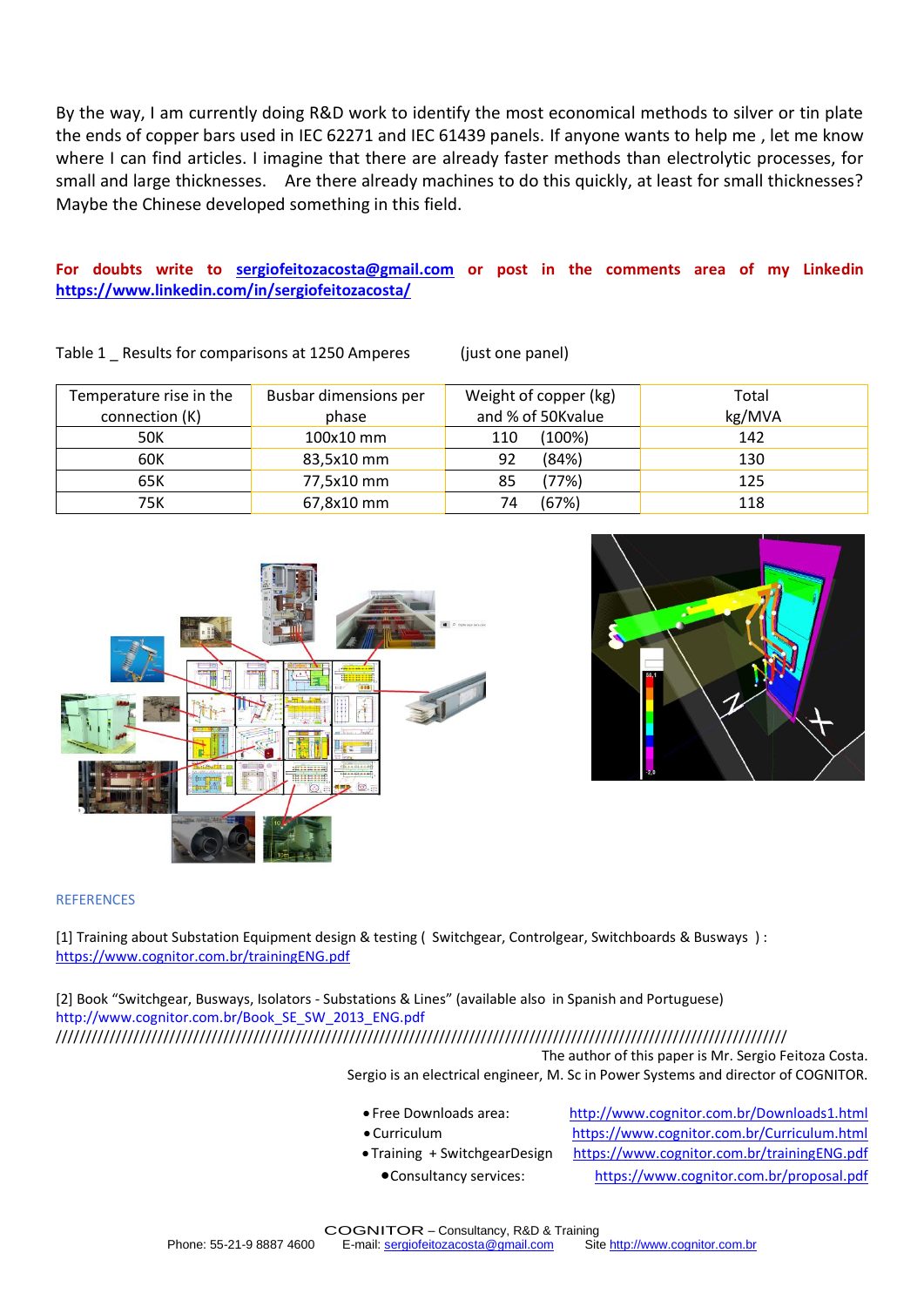By the way, I am currently doing R&D work to identify the most economical methods to silver or tin plate the ends of copper bars used in IEC 62271 and IEC 61439 panels. If anyone wants to help me , let me know where I can find articles. I imagine that there are already faster methods than electrolytic processes, for small and large thicknesses. Are there already machines to do this quickly, at least for small thicknesses? Maybe the Chinese developed something in this field.

**For doubts write to sergiofeitozacosta@gmail.com or post in the comments area of my Linkedin https://www.linkedin.com/in/sergiofeitozacosta/**

Table 1 _ Results for comparisons at 1250 Amperes (just one panel)

| Temperature rise in the connection (K) | Busbar dimensions per phase | Weight of copper (kg) and % of 50Kvalue | Total kg/MVA |
|---|---|---|---|
| 50K | 100x10 mm | 110 (100%) | 142 |
| 60K | 83,5x10 mm | 92 (84%) | 130 |
| 65K | 77,5x10 mm | 85 (77%) | 125 |
| 75K | 67,8x10 mm | 74 (67%) | 118 |

REFERENCES

[1] Training about Substation Equipment design & testing ( Switchgear, Controlgear, Switchboards & Busways ) : https://www.cognitor.com.br/trainingENG.pdf

[2] Book "Switchgear, Busways, Isolators - Substations & Lines" (available also in Spanish and Portuguese) http://www.cognitor.com.br/Book_SE_SW_2013_ENG.pdf

////////////////////////////////////////////////////////////////////////////////////////////////////////////////////////////

The author of this paper is Mr. Sergio Feitoza Costa.
Sergio is an electrical engineer, M. Sc in Power Systems and director of COGNITOR.

- Free Downloads area: http://www.cognitor.com.br/Downloads1.html
- Curriculum https://www.cognitor.com.br/Curriculum.html
- Training + SwitchgearDesign https://www.cognitor.com.br/trainingENG.pdf
- Consultancy services: https://www.cognitor.com.br/proposal.pdf

COGNITOR – Consultancy, R&D & Training
Phone: 55-21-9 8887 4600 E-mail: sergiofeitozacosta@gmail.com Site http://www.cognitor.com.br